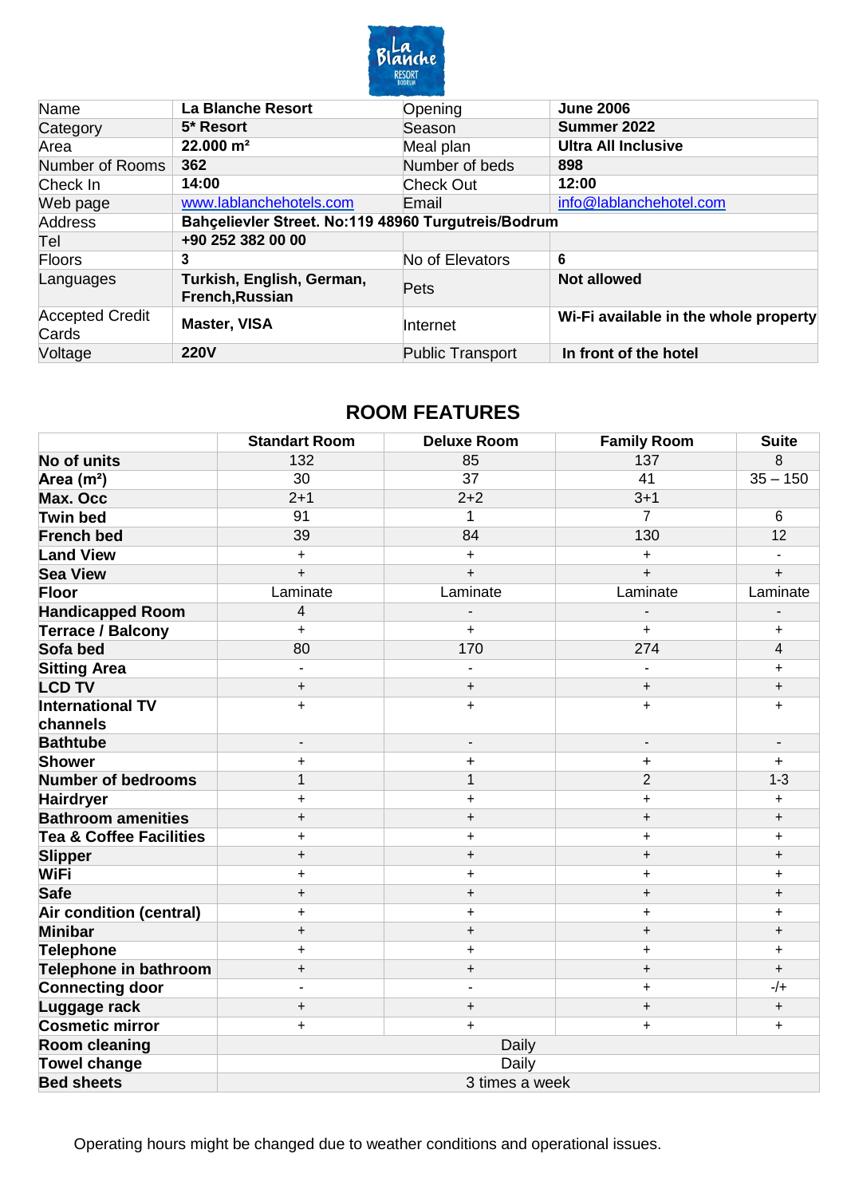| Name | La Blanche Resort | Opening | June 2006 |
|---|---|---|---|
| Category | 5* Resort | Season | Summer 2022 |
| Area | 22.000 m² | Meal plan | Ultra All Inclusive |
| Number of Rooms | 362 | Number of beds | 898 |
| Check In | 14:00 | Check Out | 12:00 |
| Web page | www.lablanchehotels.com | Email | info@lablanchehotel.com |
| Address | Bahçelievler Street. No:119 48960 Turgutreis/Bodrum | | |
| Tel | +90 252 382 00 00 | | |
| Floors | 3 | No of Elevators | 6 |
| Languages | Turkish, English, German, French,Russian | Pets | Not allowed |
| Accepted Credit Cards | Master, VISA | Internet | Wi-Fi available in the whole property |
| Voltage | 220V | Public Transport | In front of the hotel |

## ROOM FEATURES

| | Standart Room | Deluxe Room | Family Room | Suite |
|---|---|---|---|---|
| No of units | 132 | 85 | 137 | 8 |
| Area (m²) | 30 | 37 | 41 | 35 – 150 |
| Max. Occ | 2+1 | 2+2 | 3+1 | |
| Twin bed | 91 | 1 | 7 | 6 |
| French bed | 39 | 84 | 130 | 12 |
| Land View | + | + | + | - |
| Sea View | + | + | + | + |
| Floor | Laminate | Laminate | Laminate | Laminate |
| Handicapped Room | 4 | - | - | - |
| Terrace / Balcony | + | + | + | + |
| Sofa bed | 80 | 170 | 274 | 4 |
| Sitting Area | - | - | - | + |
| LCD TV | + | + | + | + |
| International TV channels | + | + | + | + |
| Bathtube | - | - | - | - |
| Shower | + | + | + | + |
| Number of bedrooms | 1 | 1 | 2 | 1-3 |
| Hairdryer | + | + | + | + |
| Bathroom amenities | + | + | + | + |
| Tea & Coffee Facilities | + | + | + | + |
| Slipper | + | + | + | + |
| WiFi | + | + | + | + |
| Safe | + | + | + | + |
| Air condition (central) | + | + | + | + |
| Minibar | + | + | + | + |
| Telephone | + | + | + | + |
| Telephone in bathroom | + | + | + | + |
| Connecting door | - | - | + | -/+ |
| Luggage rack | + | + | + | + |
| Cosmetic mirror | + | + | + | + |
| Room cleaning | Daily | | | |
| Towel change | Daily | | | |
| Bed sheets | 3 times a week | | | |

Operating hours might be changed due to weather conditions and operational issues.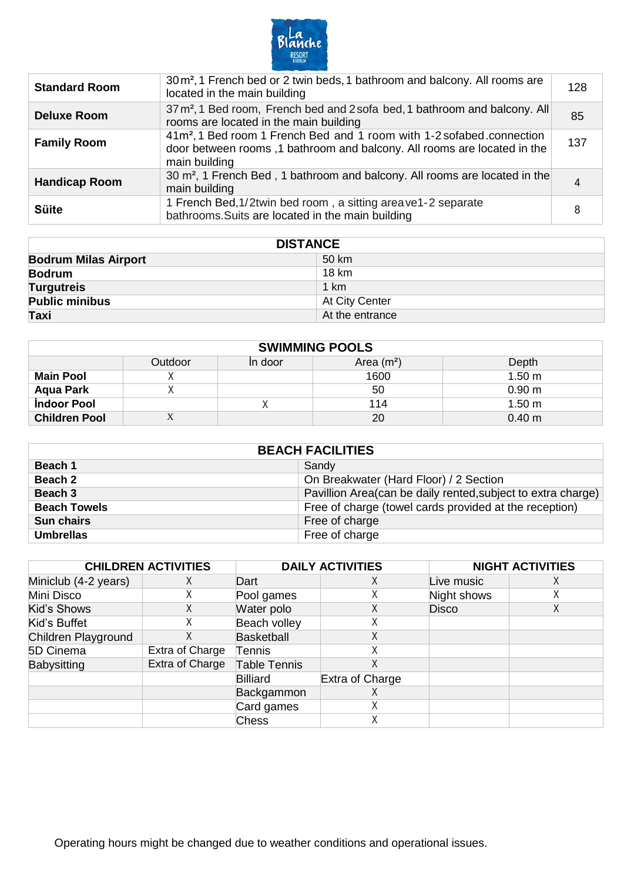| Standard Room | 30 m², 1 French bed or 2 twin beds, 1 bathroom and balcony. All rooms are located in the main building | 128 |
|---|---|---|
| **Deluxe Room** | 37 m², 1 Bed room, French bed and 2 sofa bed, 1 bathroom and balcony. All rooms are located in the main building | 85 |
| **Family Room** | 41m², 1 Bed room 1 French Bed and 1 room with 1-2 sofabed.connection door between rooms ,1 bathroom and balcony. All rooms are located in the main building | 137 |
| **Handicap Room** | 30 m², 1 French Bed , 1 bathroom and balcony. All rooms are located in the main building | 4 |
| **Süite** | 1 French Bed,1/2twin bed room , a sitting areave1-2 separate bathrooms.Suits are located in the main building | 8 |

| DISTANCE | |
|---|---|
| **Bodrum Milas Airport** | 50 km |
| **Bodrum** | 18 km |
| **Turgutreis** | 1 km |
| **Public minibus** | At City Center |
| **Taxi** | At the entrance |

| SWIMMING POOLS | | | | |
|---|---|---|---|---|
| | Outdoor | İn door | Area (m²) | Depth |
| **Main Pool** | X | | 1600 | 1.50 m |
| **Aqua Park** | X | | 50 | 0.90 m |
| **İndoor Pool** | | X | 114 | 1.50 m |
| **Children Pool** | X | | 20 | 0.40 m |

| BEACH FACILITIES | |
|---|---|
| **Beach 1** | Sandy |
| **Beach 2** | On Breakwater (Hard Floor) / 2 Section |
| **Beach 3** | Pavillion Area(can be daily rented,subject to extra charge) |
| **Beach Towels** | Free of charge (towel cards provided at the reception) |
| **Sun chairs** | Free of charge |
| **Umbrellas** | Free of charge |

| CHILDREN ACTIVITIES | | DAILY ACTIVITIES | | NIGHT ACTIVITIES | |
|---|---|---|---|---|---|
| Miniclub (4-2 years) | X | Dart | X | Live music | X |
| Mini Disco | X | Pool games | X | Night shows | X |
| Kid's Shows | X | Water polo | X | Disco | X |
| Kid's Buffet | X | Beach volley | X | | |
| Children Playground | X | Basketball | X | | |
| 5D Cinema | Extra of Charge | Tennis | X | | |
| Babysitting | Extra of Charge | Table Tennis | X | | |
| | | Billiard | Extra of Charge | | |
| | | Backgammon | X | | |
| | | Card games | X | | |
| | | Chess | X | | |

Operating hours might be changed due to weather conditions and operational issues.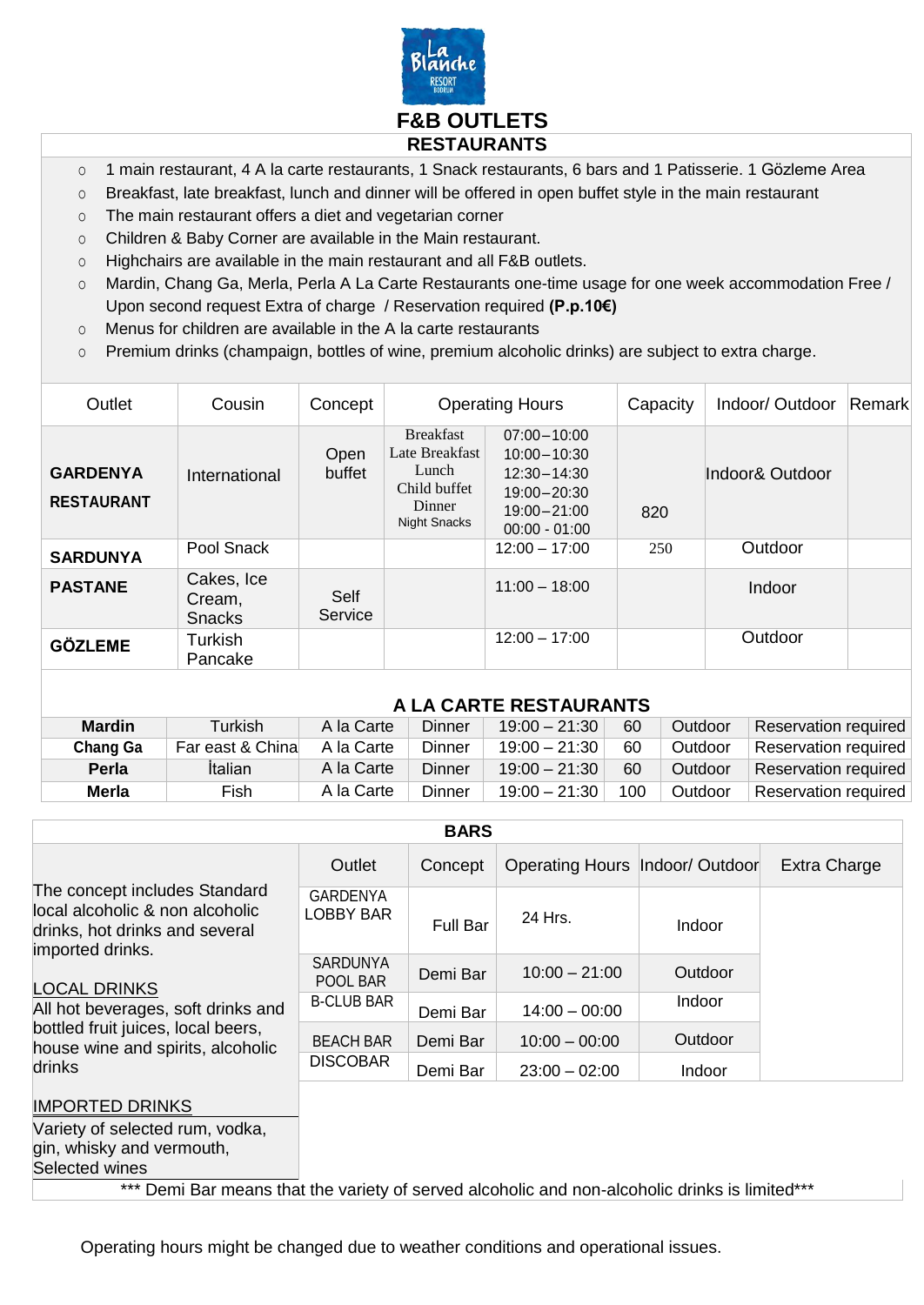# F&B OUTLETS

## RESTAURANTS

- 1 main restaurant, 4 A la carte restaurants, 1 Snack restaurants, 6 bars and 1 Patisserie. 1 Gözleme Area
- Breakfast, late breakfast, lunch and dinner will be offered in open buffet style in the main restaurant
- The main restaurant offers a diet and vegetarian corner
- Children & Baby Corner are available in the Main restaurant.
- Highchairs are available in the main restaurant and all F&B outlets.
- Mardin, Chang Ga, Merla, Perla A La Carte Restaurants one-time usage for one week accommodation Free / Upon second request Extra of charge / Reservation required **(P.p.10€)**
- Menus for children are available in the A la carte restaurants
- Premium drinks (champaign, bottles of wine, premium alcoholic drinks) are subject to extra charge.

| Outlet | Cousin | Concept | Operating Hours | | Capacity | Indoor/ Outdoor | Remark |
|---|---|---|---|---|---|---|---|
| **GARDENYA RESTAURANT** | International | Open buffet | Breakfast<br>Late Breakfast<br>Lunch<br>Child buffet<br>Dinner<br>Night Snacks | 07:00–10:00<br>10:00–10:30<br>12:30–14:30<br>19:00–20:30<br>19:00–21:00<br>00:00 - 01:00 | 820 | Indoor& Outdoor | |
| **SARDUNYA** | Pool Snack | | | 12:00 – 17:00 | 250 | Outdoor | |
| **PASTANE** | Cakes, Ice Cream, Snacks | Self Service | | 11:00 – 18:00 | | Indoor | |
| **GÖZLEME** | Turkish Pancake | | | 12:00 – 17:00 | | Outdoor | |

## A LA CARTE RESTAURANTS

| | | | | | | | |
|---|---|---|---|---|---|---|---|
| **Mardin** | Turkish | A la Carte | Dinner | 19:00 – 21:30 | 60 | Outdoor | Reservation required |
| **Chang Ga** | Far east & China | A la Carte | Dinner | 19:00 – 21:30 | 60 | Outdoor | Reservation required |
| **Perla** | İtalian | A la Carte | Dinner | 19:00 – 21:30 | 60 | Outdoor | Reservation required |
| **Merla** | Fish | A la Carte | Dinner | 19:00 – 21:30 | 100 | Outdoor | Reservation required |

## BARS

The concept includes Standard local alcoholic & non alcoholic drinks, hot drinks and several imported drinks.

LOCAL DRINKS
All hot beverages, soft drinks and bottled fruit juices, local beers, house wine and spirits, alcoholic drinks

IMPORTED DRINKS
Variety of selected rum, vodka, gin, whisky and vermouth, Selected wines

| Outlet | Concept | Operating Hours | Indoor/ Outdoor | Extra Charge |
|---|---|---|---|---|
| GARDENYA LOBBY BAR | Full Bar | 24 Hrs. | Indoor | |
| SARDUNYA POOL BAR | Demi Bar | 10:00 – 21:00 | Outdoor | |
| B-CLUB BAR | Demi Bar | 14:00 – 00:00 | Indoor | |
| BEACH BAR | Demi Bar | 10:00 – 00:00 | Outdoor | |
| DISCOBAR | Demi Bar | 23:00 – 02:00 | Indoor | |

*** Demi Bar means that the variety of served alcoholic and non-alcoholic drinks is limited***

Operating hours might be changed due to weather conditions and operational issues.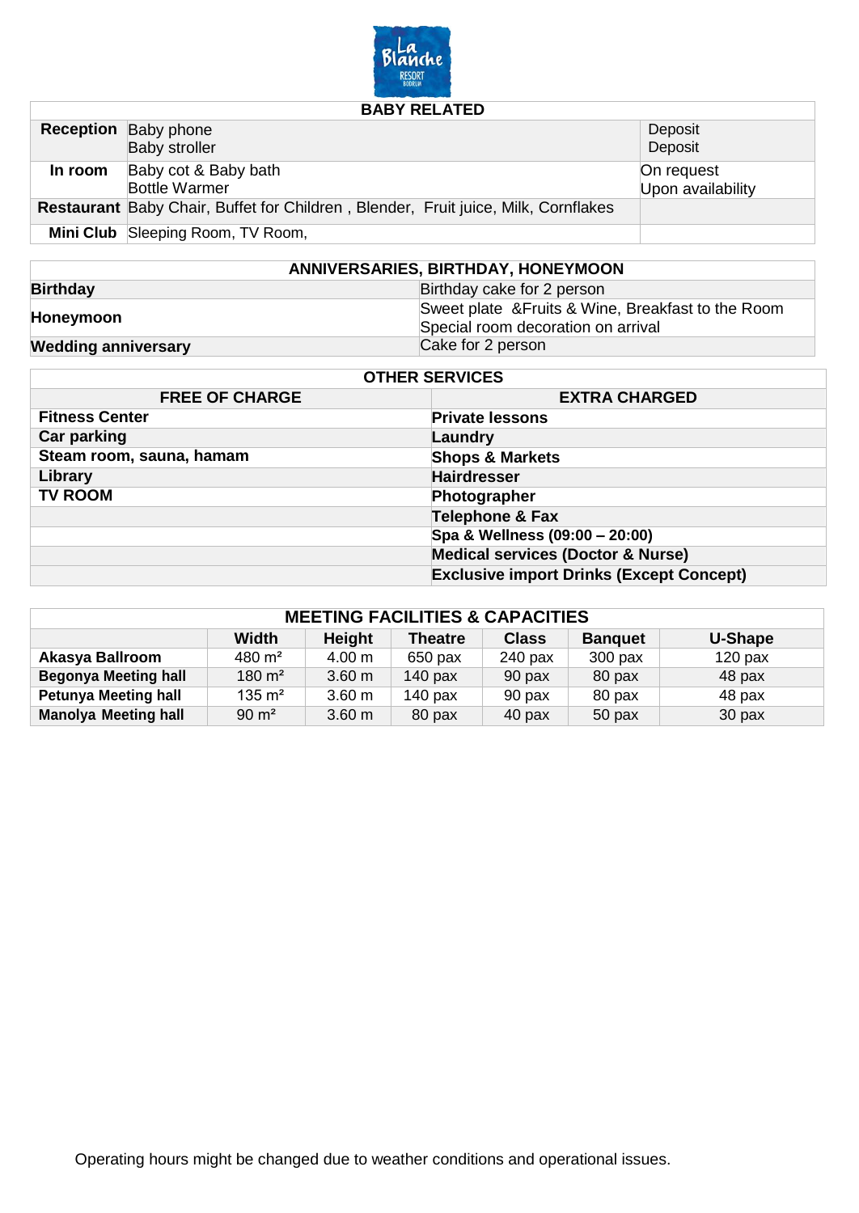## BABY RELATED

| | | |
|---|---|---|
| **Reception** | Baby phone<br>Baby stroller | Deposit<br>Deposit |
| **In room** | Baby cot & Baby bath<br>Bottle Warmer | On request<br>Upon availability |
| **Restaurant** | Baby Chair, Buffet for Children , Blender, Fruit juice, Milk, Cornflakes | |
| **Mini Club** | Sleeping Room, TV Room, | |

## ANNIVERSARIES, BIRTHDAY, HONEYMOON

| | |
|---|---|
| **Birthday** | Birthday cake for 2 person |
| **Honeymoon** | Sweet plate &Fruits & Wine, Breakfast to the Room<br>Special room decoration on arrival |
| **Wedding anniversary** | Cake for 2 person |

## OTHER SERVICES

| FREE OF CHARGE | EXTRA CHARGED |
|---|---|
| **Fitness Center** | **Private lessons** |
| **Car parking** | **Laundry** |
| **Steam room, sauna, hamam** | **Shops & Markets** |
| **Library** | **Hairdresser** |
| **TV ROOM** | **Photographer** |
| | **Telephone & Fax** |
| | **Spa & Wellness (09:00 – 20:00)** |
| | **Medical services (Doctor & Nurse)** |
| | **Exclusive import Drinks (Except Concept)** |

## MEETING FACILITIES & CAPACITIES

| | Width | Height | Theatre | Class | Banquet | U-Shape |
|---|---|---|---|---|---|---|
| **Akasya Ballroom** | 480 m² | 4.00 m | 650 pax | 240 pax | 300 pax | 120 pax |
| **Begonya Meeting hall** | 180 m² | 3.60 m | 140 pax | 90 pax | 80 pax | 48 pax |
| **Petunya Meeting hall** | 135 m² | 3.60 m | 140 pax | 90 pax | 80 pax | 48 pax |
| **Manolya Meeting hall** | 90 m² | 3.60 m | 80 pax | 40 pax | 50 pax | 30 pax |

Operating hours might be changed due to weather conditions and operational issues.